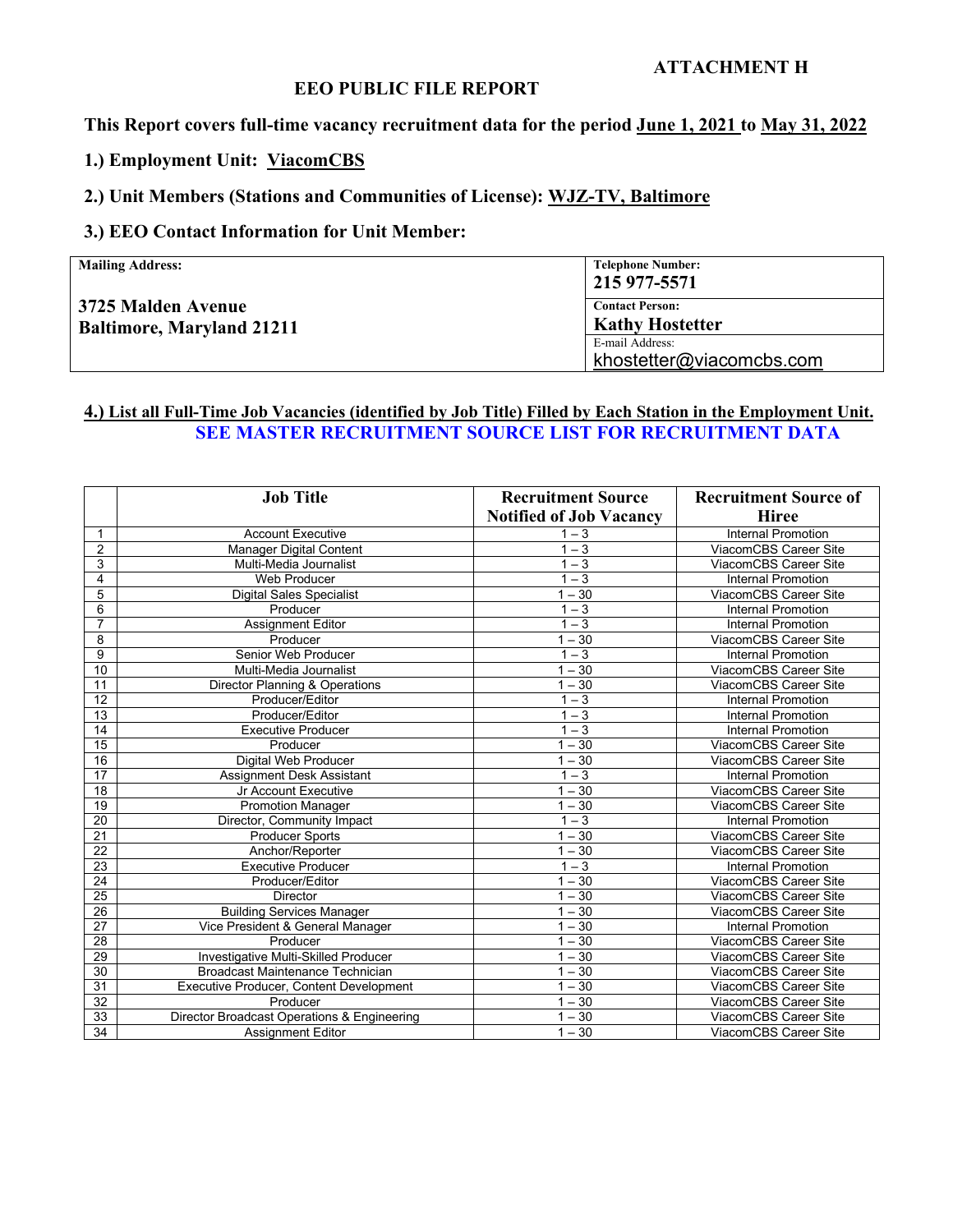**ATTACHMENT H**

# EEO PUBLIC FILE REPORT

**This Report covers full-time vacancy recruitment data for the period June 1, 2021 to May 31, 2022**

**1.) Employment Unit: ViacomCBS**

**2.) Unit Members (Stations and Communities of License): WJZ-TV, Baltimore**

**3.) EEO Contact Information for Unit Member:**

| **Mailing Address:** | **Telephone Number:** 215 977-5571 |
|---|---|
| **3725 Malden Avenue Baltimore, Maryland 21211** | **Contact Person:** Kathy Hostetter |
| | E-mail Address: khostetter@viacomcbs.com |

**4.) List all Full-Time Job Vacancies (identified by Job Title) Filled by Each Station in the Employment Unit.**

**SEE MASTER RECRUITMENT SOURCE LIST FOR RECRUITMENT DATA**

| | Job Title | Recruitment Source Notified of Job Vacancy | Recruitment Source of Hiree |
|---|---|---|---|
| 1 | Account Executive | 1 – 3 | Internal Promotion |
| 2 | Manager Digital Content | 1 – 3 | ViacomCBS Career Site |
| 3 | Multi-Media Journalist | 1 – 3 | ViacomCBS Career Site |
| 4 | Web Producer | 1 – 3 | Internal Promotion |
| 5 | Digital Sales Specialist | 1 – 30 | ViacomCBS Career Site |
| 6 | Producer | 1 – 3 | Internal Promotion |
| 7 | Assignment Editor | 1 – 3 | Internal Promotion |
| 8 | Producer | 1 – 30 | ViacomCBS Career Site |
| 9 | Senior Web Producer | 1 – 3 | Internal Promotion |
| 10 | Multi-Media Journalist | 1 – 30 | ViacomCBS Career Site |
| 11 | Director Planning & Operations | 1 – 30 | ViacomCBS Career Site |
| 12 | Producer/Editor | 1 – 3 | Internal Promotion |
| 13 | Producer/Editor | 1 – 3 | Internal Promotion |
| 14 | Executive Producer | 1 – 3 | Internal Promotion |
| 15 | Producer | 1 – 30 | ViacomCBS Career Site |
| 16 | Digital Web Producer | 1 – 30 | ViacomCBS Career Site |
| 17 | Assignment Desk Assistant | 1 – 3 | Internal Promotion |
| 18 | Jr Account Executive | 1 – 30 | ViacomCBS Career Site |
| 19 | Promotion Manager | 1 – 30 | ViacomCBS Career Site |
| 20 | Director, Community Impact | 1 – 3 | Internal Promotion |
| 21 | Producer Sports | 1 – 30 | ViacomCBS Career Site |
| 22 | Anchor/Reporter | 1 – 30 | ViacomCBS Career Site |
| 23 | Executive Producer | 1 – 3 | Internal Promotion |
| 24 | Producer/Editor | 1 – 30 | ViacomCBS Career Site |
| 25 | Director | 1 – 30 | ViacomCBS Career Site |
| 26 | Building Services Manager | 1 – 30 | ViacomCBS Career Site |
| 27 | Vice President & General Manager | 1 – 30 | Internal Promotion |
| 28 | Producer | 1 – 30 | ViacomCBS Career Site |
| 29 | Investigative Multi-Skilled Producer | 1 – 30 | ViacomCBS Career Site |
| 30 | Broadcast Maintenance Technician | 1 – 30 | ViacomCBS Career Site |
| 31 | Executive Producer, Content Development | 1 – 30 | ViacomCBS Career Site |
| 32 | Producer | 1 – 30 | ViacomCBS Career Site |
| 33 | Director Broadcast Operations & Engineering | 1 – 30 | ViacomCBS Career Site |
| 34 | Assignment Editor | 1 – 30 | ViacomCBS Career Site |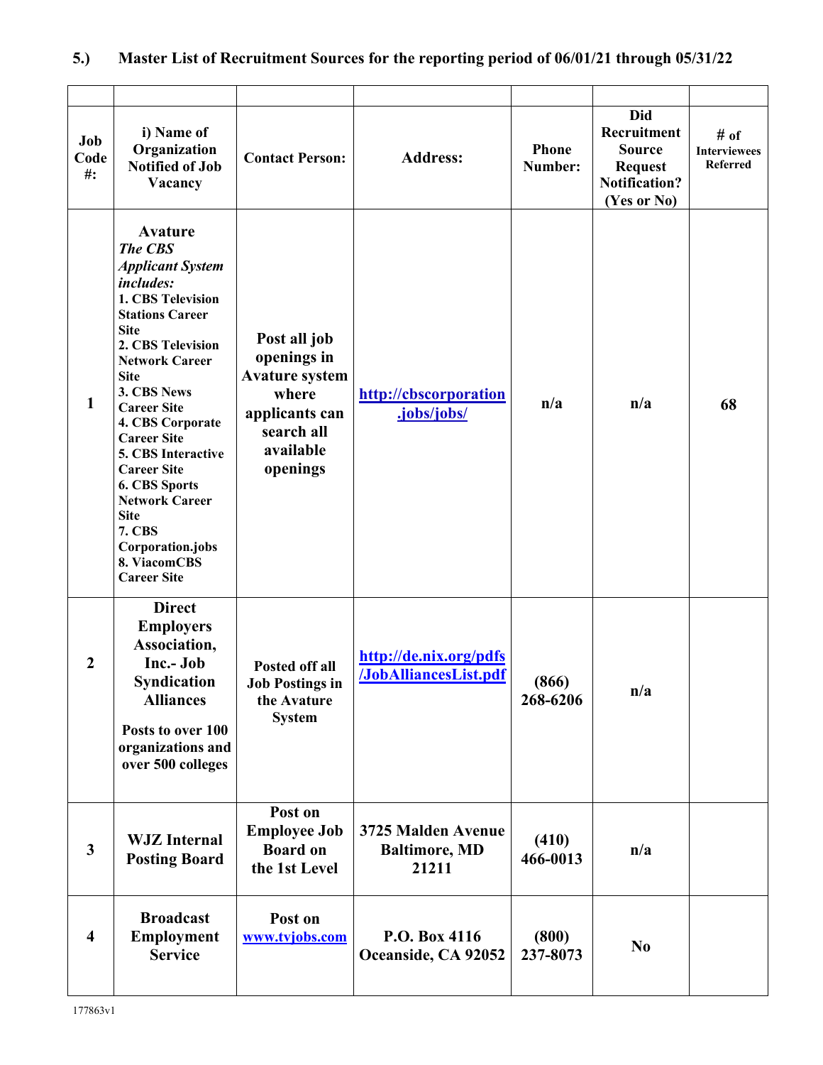## 5.) Master List of Recruitment Sources for the reporting period of 06/01/21 through 05/31/22

| Job Code #: | i) Name of Organization Notified of Job Vacancy | Contact Person: | Address: | Phone Number: | Did Recruitment Source Request Notification? (Yes or No) | # of Interviewees Referred |
|---|---|---|---|---|---|---|
| 1 | **Avature** *The CBS Applicant System includes:* 1. CBS Television Stations Career Site 2. CBS Television Network Career Site 3. CBS News Career Site 4. CBS Corporate Career Site 5. CBS Interactive Career Site 6. CBS Sports Network Career Site 7. CBS Corporation.jobs 8. ViacomCBS Career Site | Post all job openings in Avature system where applicants can search all available openings | http://cbscorporation.jobs/jobs/ | n/a | n/a | 68 |
| 2 | Direct Employers Association, Inc.- Job Syndication Alliances<br><br>Posts to over 100 organizations and over 500 colleges | Posted off all Job Postings in the Avature System | http://de.nix.org/pdfs/JobAlliancesList.pdf | (866) 268-6206 | n/a | |
| 3 | WJZ Internal Posting Board | Post on Employee Job Board on the 1st Level | 3725 Malden Avenue Baltimore, MD 21211 | (410) 466-0013 | n/a | |
| 4 | Broadcast Employment Service | Post on www.tvjobs.com | P.O. Box 4116 Oceanside, CA 92052 | (800) 237-8073 | No | |

177863v1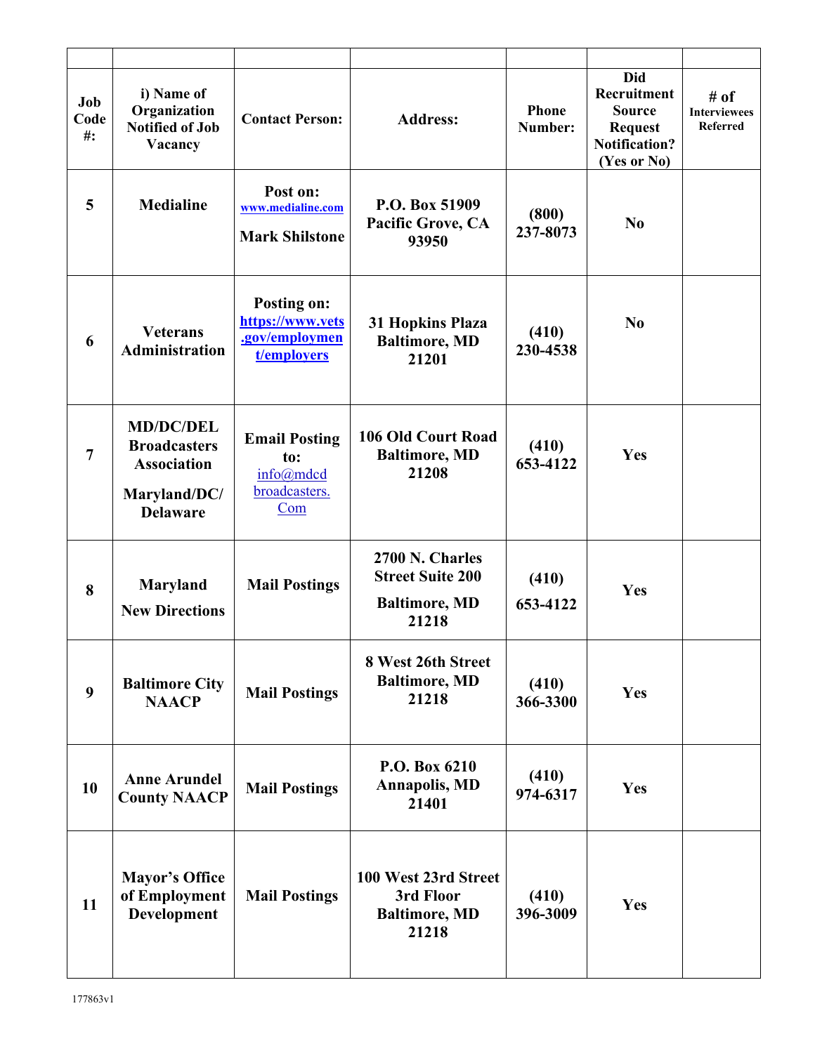| | | | | | | |
|---|---|---|---|---|---|---|
| **Job Code #:** | **i) Name of Organization Notified of Job Vacancy** | **Contact Person:** | **Address:** | **Phone Number:** | **Did Recruitment Source Request Notification? (Yes or No)** | **# of Interviewees Referred** |
| **5** | **Medialine** | **Post on:** [www.medialine.com](www.medialine.com) **Mark Shilstone** | **P.O. Box 51909 Pacific Grove, CA 93950** | **(800) 237-8073** | **No** | |
| **6** | **Veterans Administration** | **Posting on:** [https://www.vets.gov/employment/employers](https://www.vets.gov/employment/employers) | **31 Hopkins Plaza Baltimore, MD 21201** | **(410) 230-4538** | **No** | |
| **7** | **MD/DC/DEL Broadcasters Association Maryland/DC/ Delaware** | **Email Posting to:** info@mdcdbroadcasters.Com | **106 Old Court Road Baltimore, MD 21208** | **(410) 653-4122** | **Yes** | |
| **8** | **Maryland New Directions** | **Mail Postings** | **2700 N. Charles Street Suite 200 Baltimore, MD 21218** | **(410) 653-4122** | **Yes** | |
| **9** | **Baltimore City NAACP** | **Mail Postings** | **8 West 26th Street Baltimore, MD 21218** | **(410) 366-3300** | **Yes** | |
| **10** | **Anne Arundel County NAACP** | **Mail Postings** | **P.O. Box 6210 Annapolis, MD 21401** | **(410) 974-6317** | **Yes** | |
| **11** | **Mayor's Office of Employment Development** | **Mail Postings** | **100 West 23rd Street 3rd Floor Baltimore, MD 21218** | **(410) 396-3009** | **Yes** | |

177863v1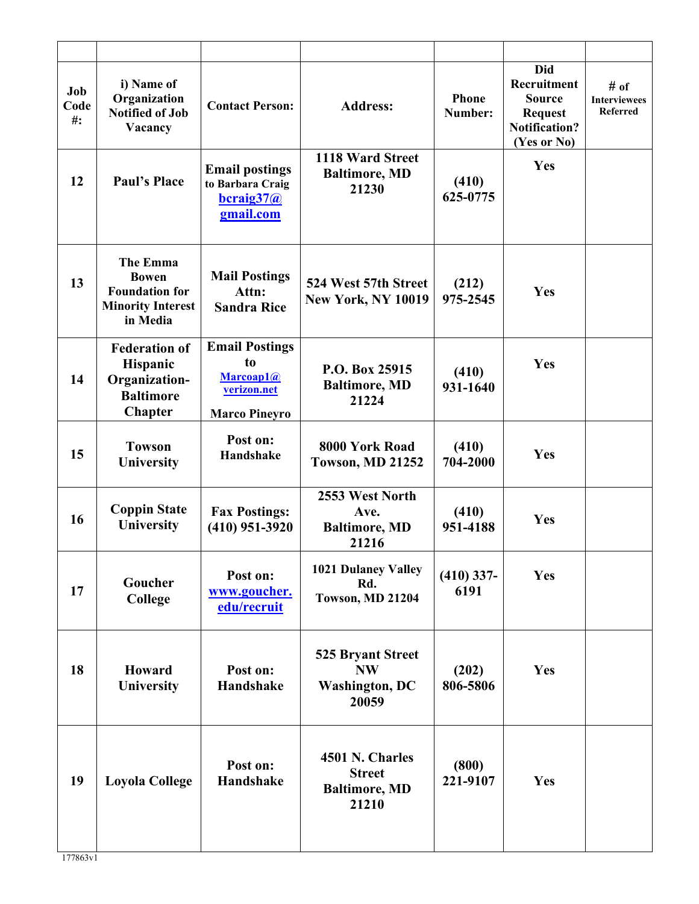| | | | | | | |
|---|---|---|---|---|---|---|
| **Job Code #:** | **i) Name of Organization Notified of Job Vacancy** | **Contact Person:** | **Address:** | **Phone Number:** | **Did Recruitment Source Request Notification? (Yes or No)** | **# of Interviewees Referred** |
| **12** | **Paul's Place** | **Email postings to Barbara Craig bcraig37@gmail.com** | **1118 Ward Street Baltimore, MD 21230** | **(410) 625-0775** | **Yes** | |
| **13** | **The Emma Bowen Foundation for Minority Interest in Media** | **Mail Postings Attn: Sandra Rice** | **524 West 57th Street New York, NY 10019** | **(212) 975-2545** | **Yes** | |
| **14** | **Federation of Hispanic Organization-Baltimore Chapter** | **Email Postings to Marcoap1@verizon.net Marco Pineyro** | **P.O. Box 25915 Baltimore, MD 21224** | **(410) 931-1640** | **Yes** | |
| **15** | **Towson University** | **Post on: Handshake** | **8000 York Road Towson, MD 21252** | **(410) 704-2000** | **Yes** | |
| **16** | **Coppin State University** | **Fax Postings: (410) 951-3920** | **2553 West North Ave. Baltimore, MD 21216** | **(410) 951-4188** | **Yes** | |
| **17** | **Goucher College** | **Post on: www.goucher.edu/recruit** | **1021 Dulaney Valley Rd. Towson, MD 21204** | **(410) 337-6191** | **Yes** | |
| **18** | **Howard University** | **Post on: Handshake** | **525 Bryant Street NW Washington, DC 20059** | **(202) 806-5806** | **Yes** | |
| **19** | **Loyola College** | **Post on: Handshake** | **4501 N. Charles Street Baltimore, MD 21210** | **(800) 221-9107** | **Yes** | |

177863v1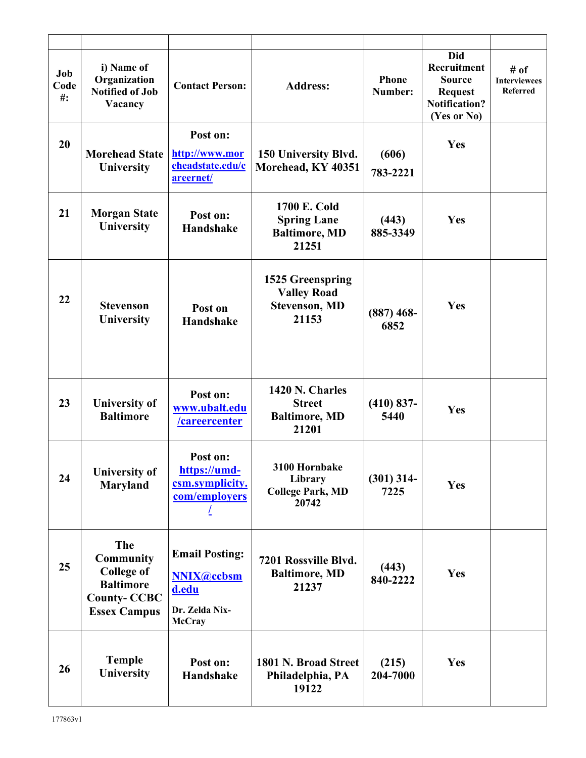| Job Code #: | i) Name of Organization Notified of Job Vacancy | Contact Person: | Address: | Phone Number: | Did Recruitment Source Request Notification? (Yes or No) | # of Interviewees Referred |
|---|---|---|---|---|---|---|
| 20 | Morehead State University | Post on: http://www.moreheadstate.edu/careernet/ | 150 University Blvd. Morehead, KY 40351 | (606) 783-2221 | Yes | |
| 21 | Morgan State University | Post on: Handshake | 1700 E. Cold Spring Lane Baltimore, MD 21251 | (443) 885-3349 | Yes | |
| 22 | Stevenson University | Post on Handshake | 1525 Greenspring Valley Road Stevenson, MD 21153 | (887) 468-6852 | Yes | |
| 23 | University of Baltimore | Post on: www.ubalt.edu/careercenter | 1420 N. Charles Street Baltimore, MD 21201 | (410) 837-5440 | Yes | |
| 24 | University of Maryland | Post on: https://umd-csm.symplicity.com/employers/ | 3100 Hornbake Library College Park, MD 20742 | (301) 314-7225 | Yes | |
| 25 | The Community College of Baltimore County- CCBC Essex Campus | Email Posting: NNIX@ccbsmd.edu Dr. Zelda Nix-McCray | 7201 Rossville Blvd. Baltimore, MD 21237 | (443) 840-2222 | Yes | |
| 26 | Temple University | Post on: Handshake | 1801 N. Broad Street Philadelphia, PA 19122 | (215) 204-7000 | Yes | |

177863v1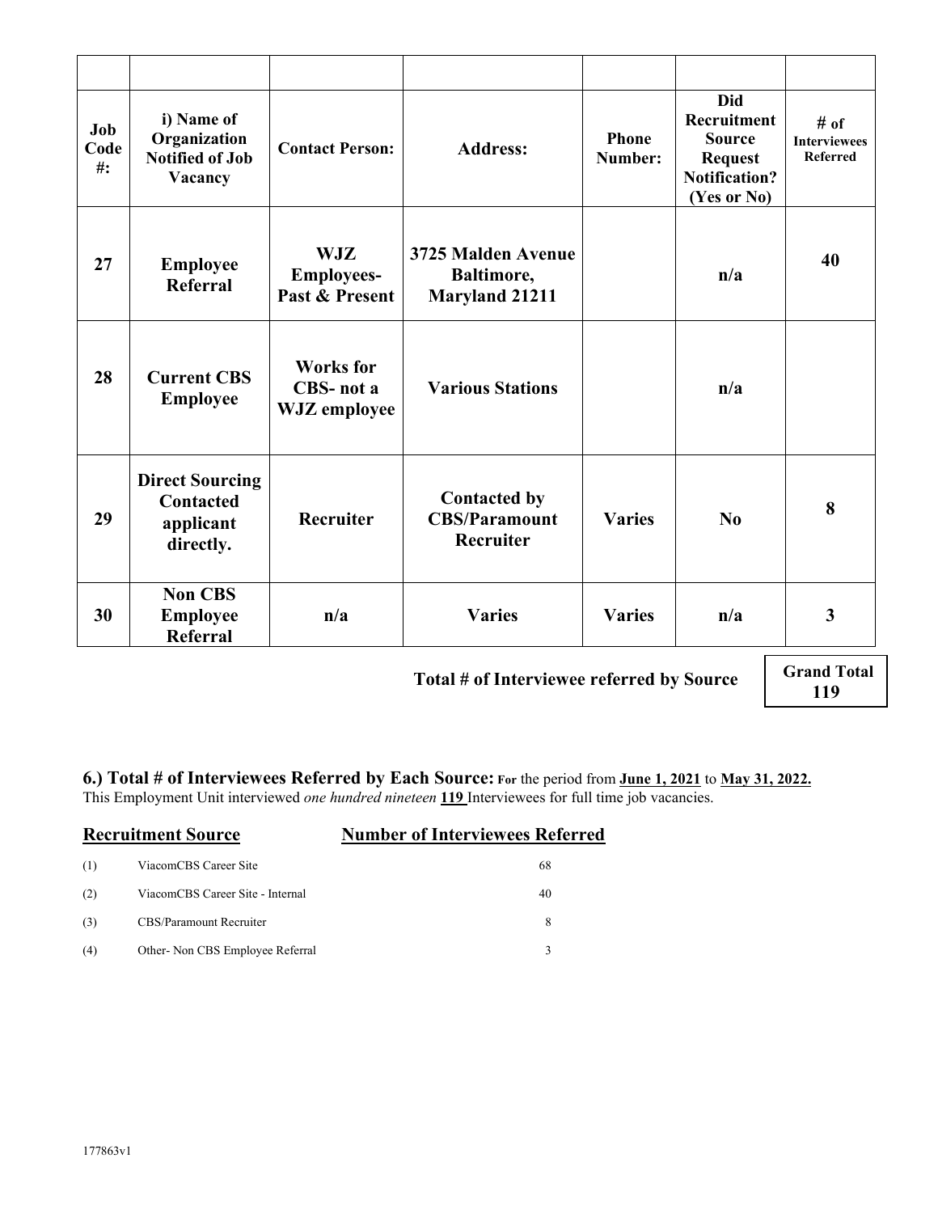| Job Code #: | i) Name of Organization Notified of Job Vacancy | Contact Person: | Address: | Phone Number: | Did Recruitment Source Request Notification? (Yes or No) | # of Interviewees Referred |
|---|---|---|---|---|---|---|
| 27 | **Employee Referral** | **WJZ Employees- Past & Present** | **3725 Malden Avenue Baltimore, Maryland 21211** | | **n/a** | **40** |
| 28 | **Current CBS Employee** | **Works for CBS- not a WJZ employee** | **Various Stations** | | **n/a** | |
| 29 | **Direct Sourcing Contacted applicant directly.** | **Recruiter** | **Contacted by CBS/Paramount Recruiter** | **Varies** | **No** | **8** |
| 30 | **Non CBS Employee Referral** | **n/a** | **Varies** | **Varies** | **n/a** | **3** |

**Total # of Interviewee referred by Source** **Grand Total 119**

**6.) Total # of Interviewees Referred by Each Source:** For the period from **June 1, 2021** to **May 31, 2022.**
This Employment Unit interviewed *one hundred nineteen* **119** Interviewees for full time job vacancies.

| | **Recruitment Source** | **Number of Interviewees Referred** |
|---|---|---|
| (1) | ViacomCBS Career Site | 68 |
| (2) | ViacomCBS Career Site - Internal | 40 |
| (3) | CBS/Paramount Recruiter | 8 |
| (4) | Other- Non CBS Employee Referral | 3 |

177863v1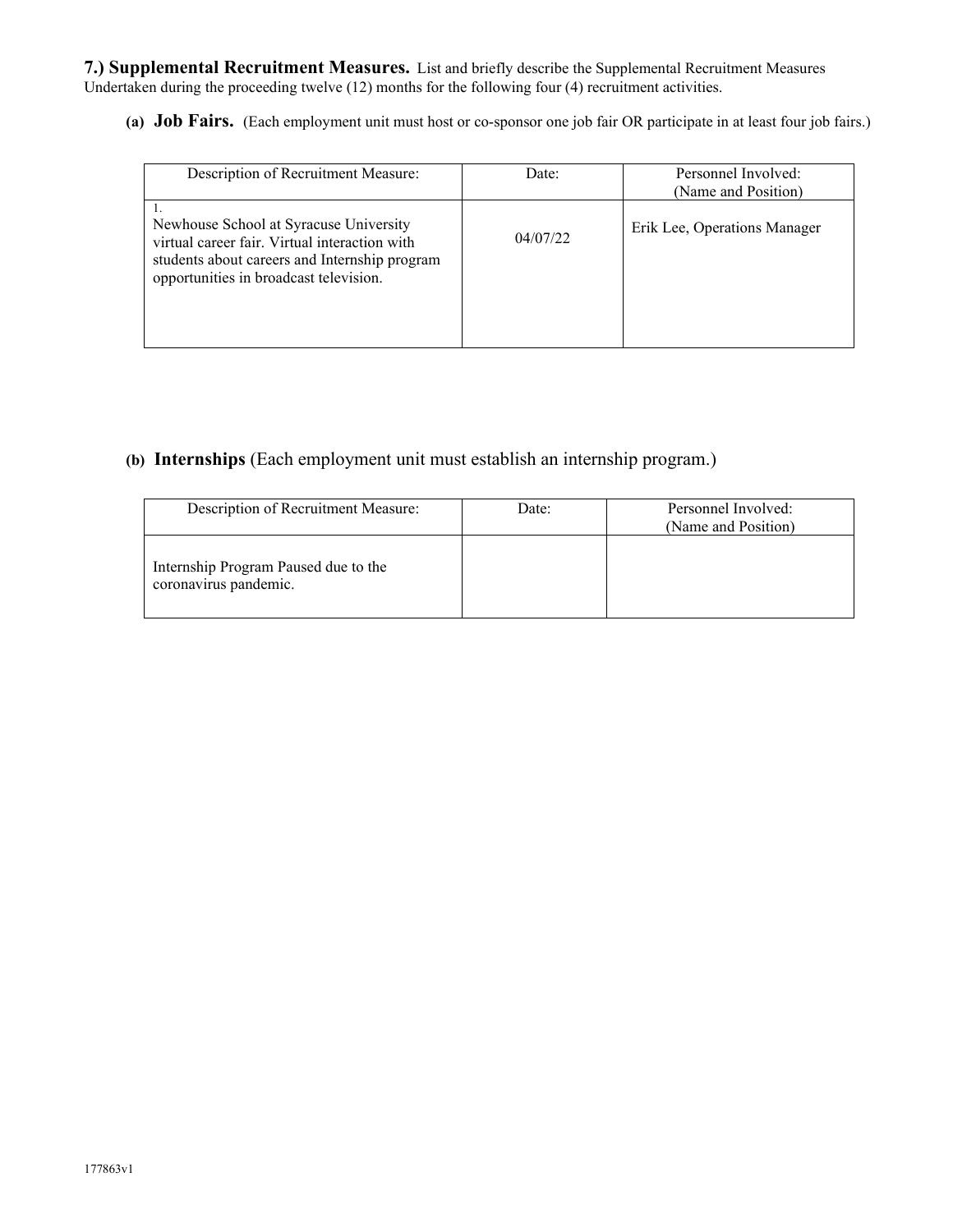**7.) Supplemental Recruitment Measures.** List and briefly describe the Supplemental Recruitment Measures Undertaken during the proceeding twelve (12) months for the following four (4) recruitment activities.

**(a) Job Fairs.** (Each employment unit must host or co-sponsor one job fair OR participate in at least four job fairs.)

| Description of Recruitment Measure: | Date: | Personnel Involved: (Name and Position) |
| --- | --- | --- |
| 1. Newhouse School at Syracuse University virtual career fair. Virtual interaction with students about careers and Internship program opportunities in broadcast television. | 04/07/22 | Erik Lee, Operations Manager |

**(b) Internships** (Each employment unit must establish an internship program.)

| Description of Recruitment Measure: | Date: | Personnel Involved: (Name and Position) |
| --- | --- | --- |
| Internship Program Paused due to the coronavirus pandemic. | | |

177863v1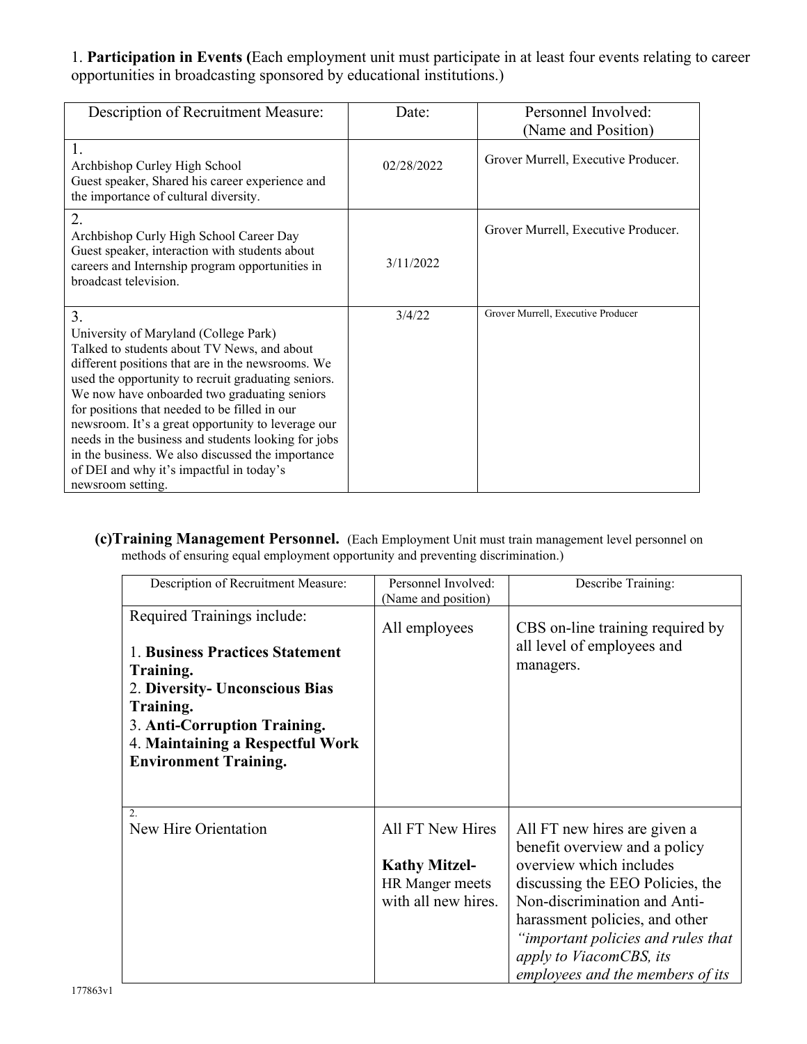1. **Participation in Events (**Each employment unit must participate in at least four events relating to career opportunities in broadcasting sponsored by educational institutions.)

| Description of Recruitment Measure: | Date: | Personnel Involved: (Name and Position) |
|---|---|---|
| 1. Archbishop Curley High School Guest speaker, Shared his career experience and the importance of cultural diversity. | 02/28/2022 | Grover Murrell, Executive Producer. |
| 2. Archbishop Curly High School Career Day Guest speaker, interaction with students about careers and Internship program opportunities in broadcast television. | 3/11/2022 | Grover Murrell, Executive Producer. |
| 3. University of Maryland (College Park) Talked to students about TV News, and about different positions that are in the newsrooms. We used the opportunity to recruit graduating seniors. We now have onboarded two graduating seniors for positions that needed to be filled in our newsroom. It's a great opportunity to leverage our needs in the business and students looking for jobs in the business. We also discussed the importance of DEI and why it's impactful in today's newsroom setting. | 3/4/22 | Grover Murrell, Executive Producer |

**(c)Training Management Personnel.** (Each Employment Unit must train management level personnel on methods of ensuring equal employment opportunity and preventing discrimination.)

| Description of Recruitment Measure: | Personnel Involved: (Name and position) | Describe Training: |
|---|---|---|
| Required Trainings include:<br><br>1. **Business Practices Statement Training.**<br>2. **Diversity- Unconscious Bias Training.**<br>3. **Anti-Corruption Training.**<br>4. **Maintaining a Respectful Work Environment Training.** | All employees | CBS on-line training required by all level of employees and managers. |
| 2. New Hire Orientation | All FT New Hires<br><br>**Kathy Mitzel-** HR Manger meets with all new hires. | All FT new hires are given a benefit overview and a policy overview which includes discussing the EEO Policies, the Non-discrimination and Anti-harassment policies, and other *"important policies and rules that apply to ViacomCBS, its employees and the members of its* |

177863v1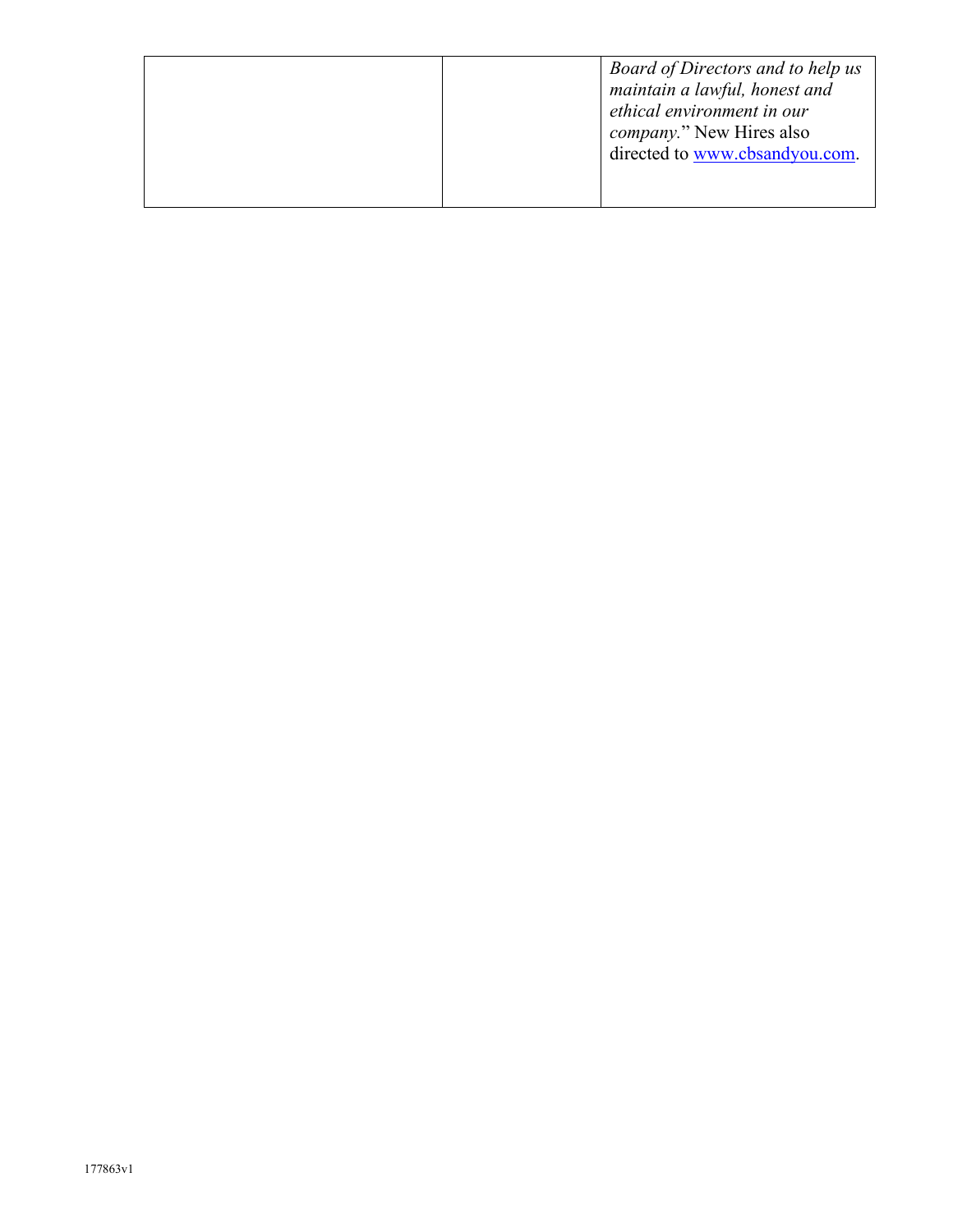| | | |
|---|---|---|
| | | *Board of Directors and to help us maintain a lawful, honest and ethical environment in our company.*" New Hires also directed to www.cbsandyou.com. |

177863v1